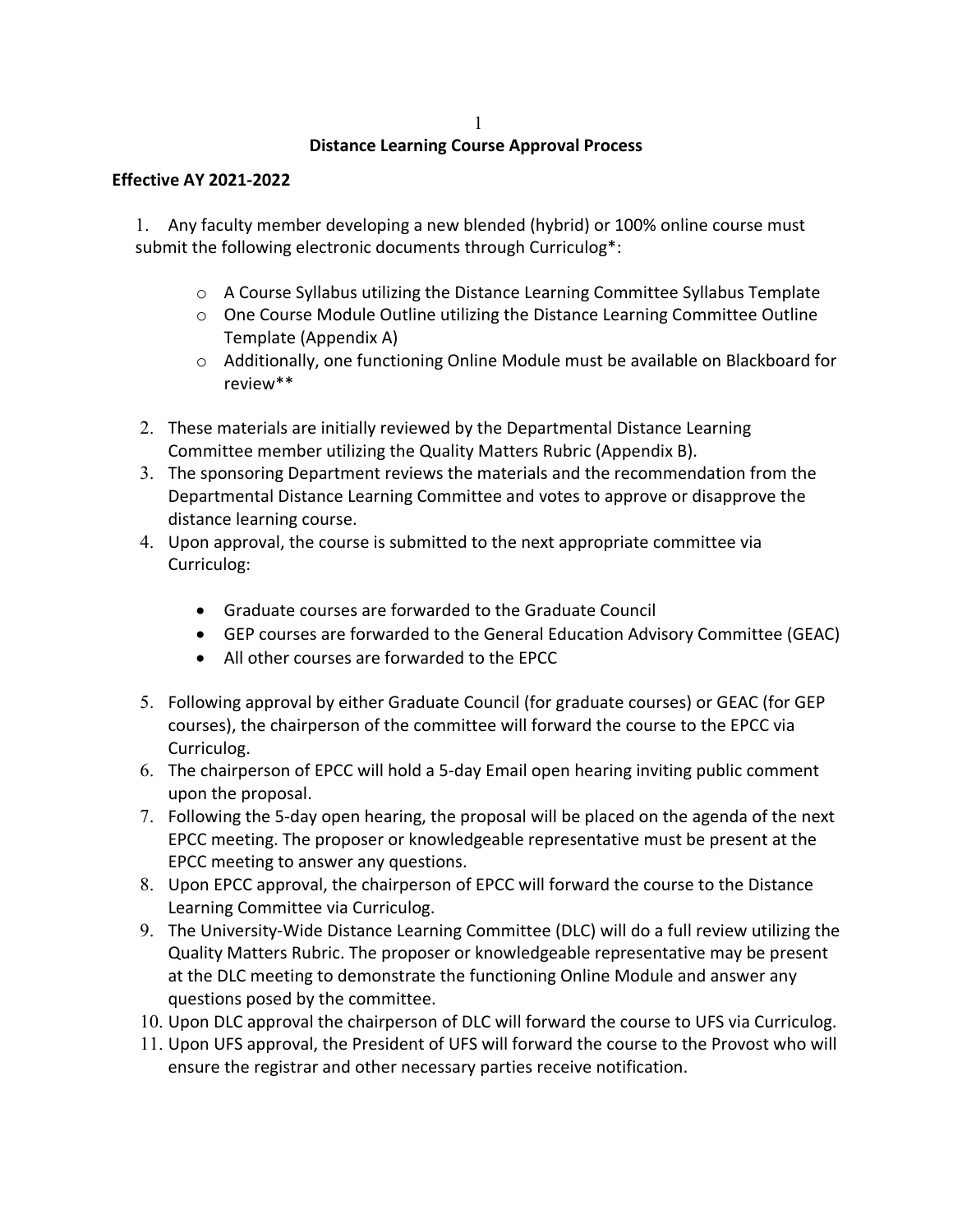# Distance Learning Course Approval Process

**Effective AY 2021-2022**

1. Any faculty member developing a new blended (hybrid) or 100% online course must submit the following electronic documents through Curriculog*:
   - A Course Syllabus utilizing the Distance Learning Committee Syllabus Template
   - One Course Module Outline utilizing the Distance Learning Committee Outline Template (Appendix A)
   - Additionally, one functioning Online Module must be available on Blackboard for review**
2. These materials are initially reviewed by the Departmental Distance Learning Committee member utilizing the Quality Matters Rubric (Appendix B).
3. The sponsoring Department reviews the materials and the recommendation from the Departmental Distance Learning Committee and votes to approve or disapprove the distance learning course.
4. Upon approval, the course is submitted to the next appropriate committee via Curriculog:
   - Graduate courses are forwarded to the Graduate Council
   - GEP courses are forwarded to the General Education Advisory Committee (GEAC)
   - All other courses are forwarded to the EPCC
5. Following approval by either Graduate Council (for graduate courses) or GEAC (for GEP courses), the chairperson of the committee will forward the course to the EPCC via Curriculog.
6. The chairperson of EPCC will hold a 5-day Email open hearing inviting public comment upon the proposal.
7. Following the 5-day open hearing, the proposal will be placed on the agenda of the next EPCC meeting. The proposer or knowledgeable representative must be present at the EPCC meeting to answer any questions.
8. Upon EPCC approval, the chairperson of EPCC will forward the course to the Distance Learning Committee via Curriculog.
9. The University-Wide Distance Learning Committee (DLC) will do a full review utilizing the Quality Matters Rubric. The proposer or knowledgeable representative may be present at the DLC meeting to demonstrate the functioning Online Module and answer any questions posed by the committee.
10. Upon DLC approval the chairperson of DLC will forward the course to UFS via Curriculog.
11. Upon UFS approval, the President of UFS will forward the course to the Provost who will ensure the registrar and other necessary parties receive notification.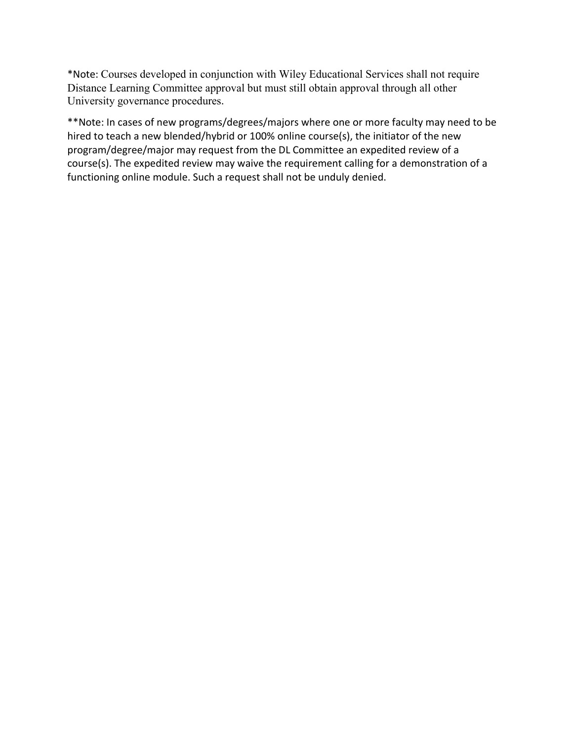*Note: Courses developed in conjunction with Wiley Educational Services shall not require Distance Learning Committee approval but must still obtain approval through all other University governance procedures.

**Note: In cases of new programs/degrees/majors where one or more faculty may need to be hired to teach a new blended/hybrid or 100% online course(s), the initiator of the new program/degree/major may request from the DL Committee an expedited review of a course(s). The expedited review may waive the requirement calling for a demonstration of a functioning online module. Such a request shall not be unduly denied.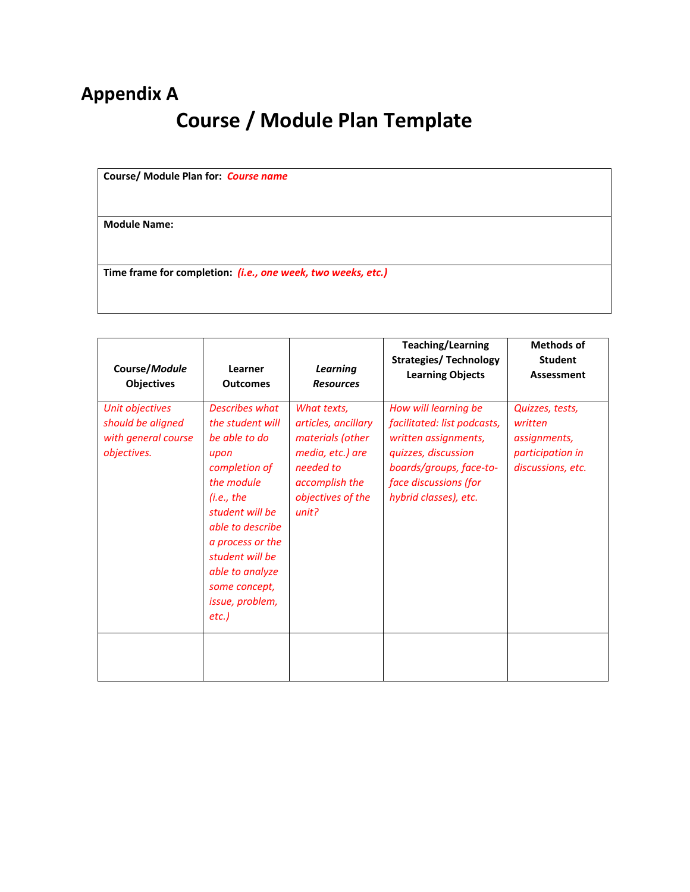# Appendix A

## Course / Module Plan Template

| **Course/ Module Plan for:** *Course name* |
|---|
| **Module Name:** |
| **Time frame for completion:** *(i.e., one week, two weeks, etc.)* |

| **Course/*Module* Objectives** | **Learner Outcomes** | ***Learning Resources*** | **Teaching/Learning Strategies/ Technology Learning Objects** | **Methods of Student Assessment** |
|---|---|---|---|---|
| *Unit objectives should be aligned with general course objectives.* | *Describes what the student will be able to do upon completion of the module (i.e., the student will be able to describe a process or the student will be able to analyze some concept, issue, problem, etc.)* | *What texts, articles, ancillary materials (other media, etc.) are needed to accomplish the objectives of the unit?* | *How will learning be facilitated: list podcasts, written assignments, quizzes, discussion boards/groups, face-to-face discussions (for hybrid classes), etc.* | *Quizzes, tests, written assignments, participation in discussions, etc.* |
| | | | | |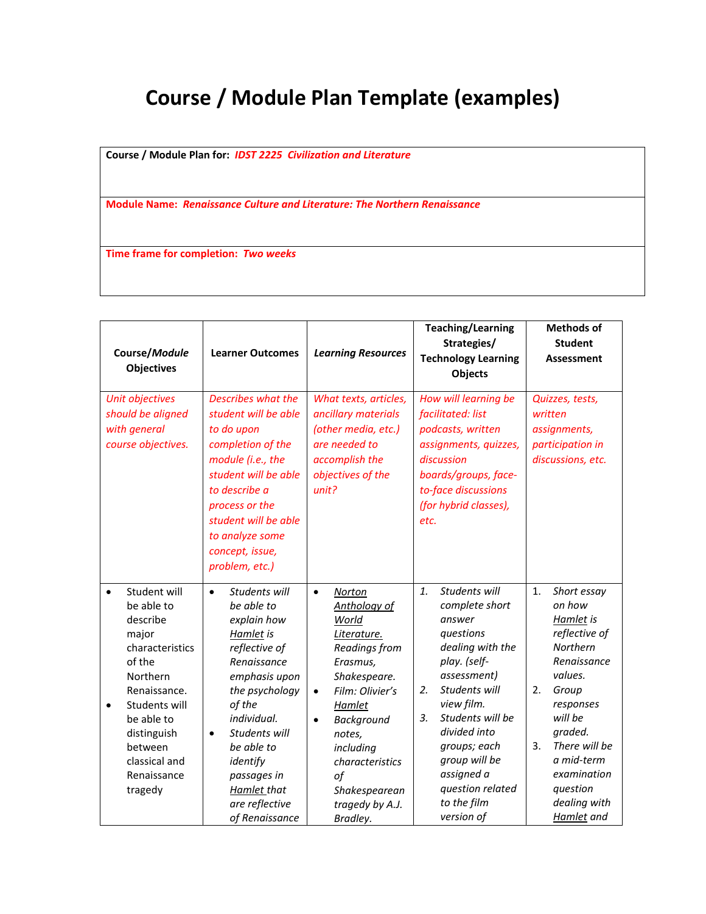# Course / Module Plan Template (examples)

| **Course / Module Plan for:** *IDST 2225 Civilization and Literature* |
|---|
| **Module Name:** *Renaissance Culture and Literature: The Northern Renaissance* |
| **Time frame for completion:** *Two weeks* |

| **Course/*Module* Objectives** | **Learner Outcomes** | ***Learning Resources*** | **Teaching/Learning Strategies/ Technology Learning Objects** | **Methods of Student Assessment** |
|---|---|---|---|---|
| *Unit objectives should be aligned with general course objectives.* | *Describes what the student will be able to do upon completion of the module (i.e., the student will be able to describe a process or the student will be able to analyze some concept, issue, problem, etc.)* | *What texts, articles, ancillary materials (other media, etc.) are needed to accomplish the objectives of the unit?* | *How will learning be facilitated: list podcasts, written assignments, quizzes, discussion boards/groups, face-to-face discussions (for hybrid classes), etc.* | *Quizzes, tests, written assignments, participation in discussions, etc.* |
| • Student will be able to describe major characteristics of the Northern Renaissance.<br>• Students will be able to distinguish between classical and Renaissance tragedy | • *Students will be able to explain how Hamlet is reflective of Renaissance emphasis upon the psychology of the individual.*<br>• *Students will be able to identify passages in Hamlet that are reflective of Renaissance* | • *Norton Anthology of World Literature. Readings from Erasmus, Shakespeare.*<br>• *Film: Olivier's Hamlet*<br>• *Background notes, including characteristics of Shakespearean tragedy by A.J. Bradley.* | *1. Students will complete short answer questions dealing with the play. (self-assessment)*<br>*2. Students will view film.*<br>*3. Students will be divided into groups; each group will be assigned a question related to the film version of* | *1. Short essay on how Hamlet is reflective of Northern Renaissance values.*<br>*2. Group responses will be graded.*<br>*3. There will be a mid-term examination question dealing with Hamlet and* |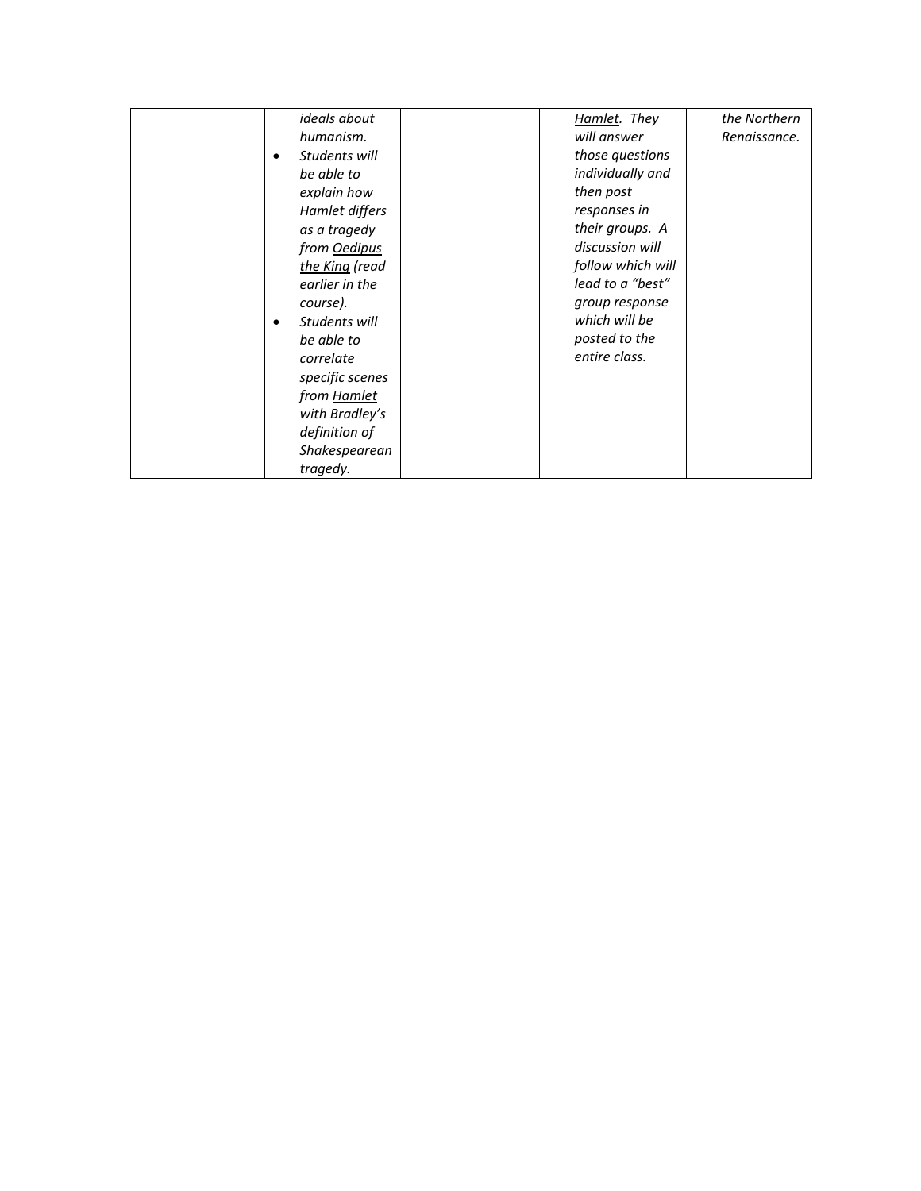| | | | | |
|---|---|---|---|---|
| | *ideals about humanism.*<br>• *Students will be able to explain how <u>Hamlet</u> differs as a tragedy from <u>Oedipus the King</u> (read earlier in the course).*<br>• *Students will be able to correlate specific scenes from <u>Hamlet</u> with Bradley's definition of Shakespearean tragedy.* | | *<u>Hamlet</u>. They will answer those questions individually and then post responses in their groups. A discussion will follow which will lead to a "best" group response which will be posted to the entire class.* | *the Northern Renaissance.* |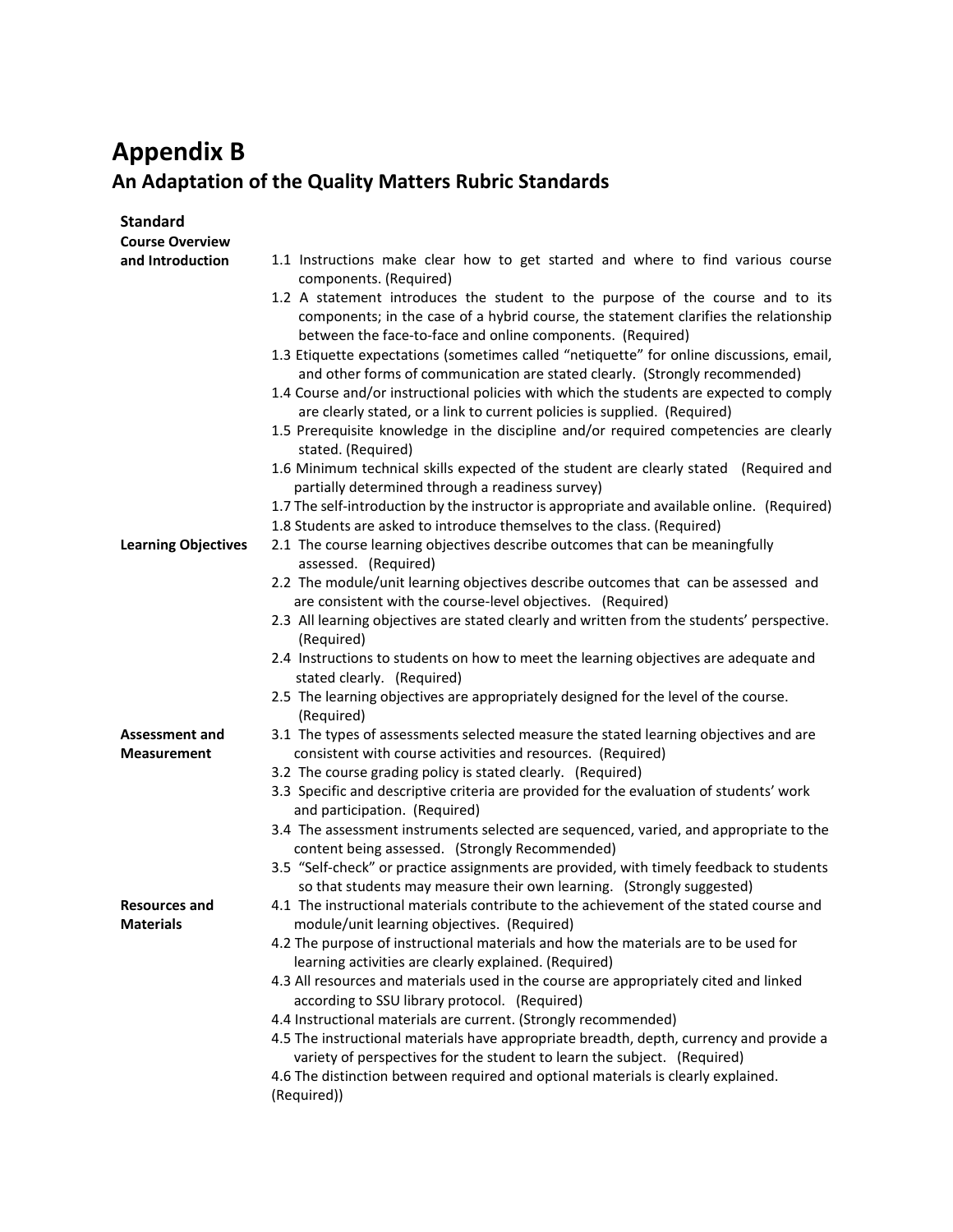# Appendix B

## An Adaptation of the Quality Matters Rubric Standards

| Standard | |
|---|---|
| **Course Overview and Introduction** | 1.1 Instructions make clear how to get started and where to find various course components. (Required)<br>1.2 A statement introduces the student to the purpose of the course and to its components; in the case of a hybrid course, the statement clarifies the relationship between the face-to-face and online components. (Required)<br>1.3 Etiquette expectations (sometimes called "netiquette" for online discussions, email, and other forms of communication are stated clearly. (Strongly recommended)<br>1.4 Course and/or instructional policies with which the students are expected to comply are clearly stated, or a link to current policies is supplied. (Required)<br>1.5 Prerequisite knowledge in the discipline and/or required competencies are clearly stated. (Required)<br>1.6 Minimum technical skills expected of the student are clearly stated (Required and partially determined through a readiness survey)<br>1.7 The self-introduction by the instructor is appropriate and available online. (Required)<br>1.8 Students are asked to introduce themselves to the class. (Required) |
| **Learning Objectives** | 2.1 The course learning objectives describe outcomes that can be meaningfully assessed. (Required)<br>2.2 The module/unit learning objectives describe outcomes that can be assessed and are consistent with the course-level objectives. (Required)<br>2.3 All learning objectives are stated clearly and written from the students' perspective. (Required)<br>2.4 Instructions to students on how to meet the learning objectives are adequate and stated clearly. (Required)<br>2.5 The learning objectives are appropriately designed for the level of the course. (Required) |
| **Assessment and Measurement** | 3.1 The types of assessments selected measure the stated learning objectives and are consistent with course activities and resources. (Required)<br>3.2 The course grading policy is stated clearly. (Required)<br>3.3 Specific and descriptive criteria are provided for the evaluation of students' work and participation. (Required)<br>3.4 The assessment instruments selected are sequenced, varied, and appropriate to the content being assessed. (Strongly Recommended)<br>3.5 "Self-check" or practice assignments are provided, with timely feedback to students so that students may measure their own learning. (Strongly suggested) |
| **Resources and Materials** | 4.1 The instructional materials contribute to the achievement of the stated course and module/unit learning objectives. (Required)<br>4.2 The purpose of instructional materials and how the materials are to be used for learning activities are clearly explained. (Required)<br>4.3 All resources and materials used in the course are appropriately cited and linked according to SSU library protocol. (Required)<br>4.4 Instructional materials are current. (Strongly recommended)<br>4.5 The instructional materials have appropriate breadth, depth, currency and provide a variety of perspectives for the student to learn the subject. (Required)<br>4.6 The distinction between required and optional materials is clearly explained. (Required)) |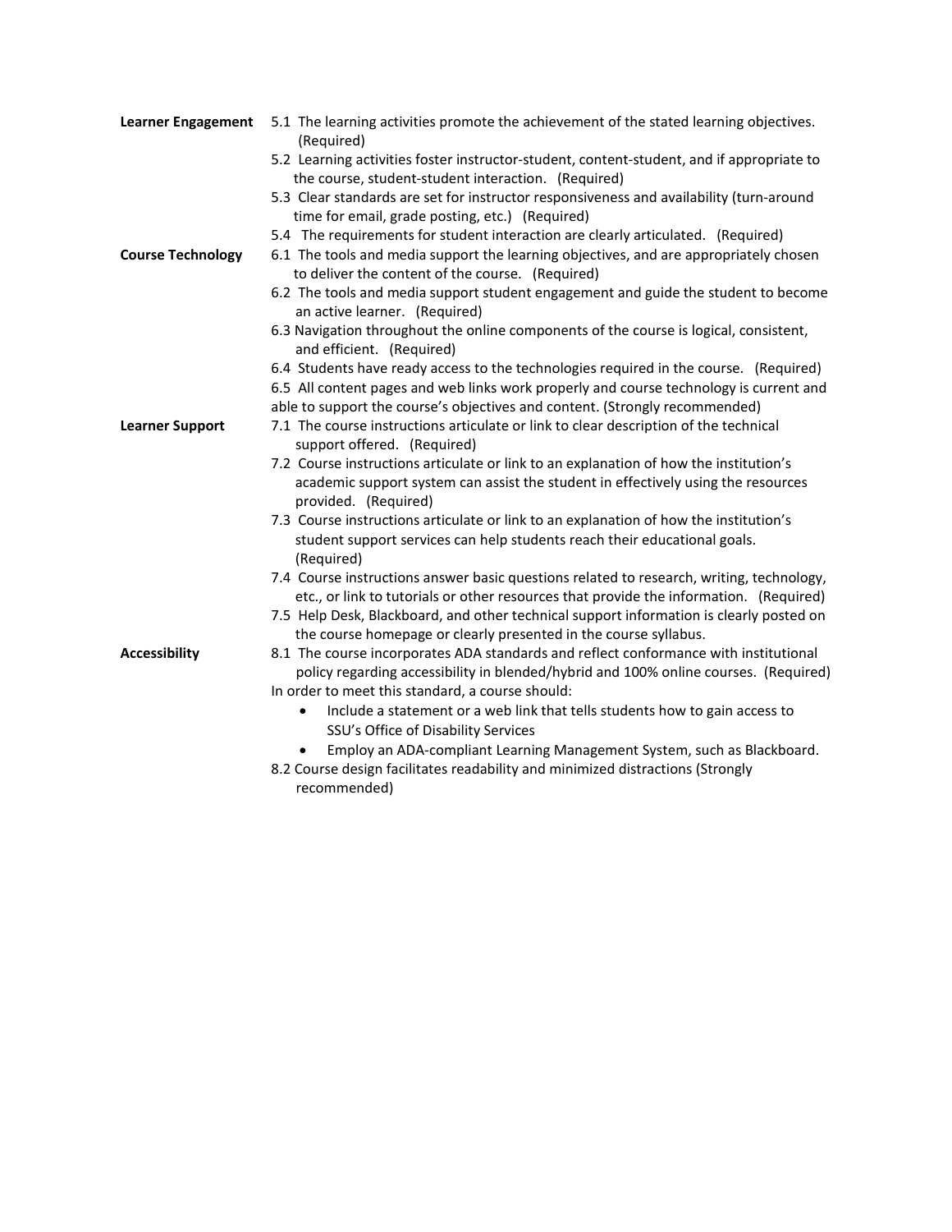**Learner Engagement**

5.1 The learning activities promote the achievement of the stated learning objectives. (Required)

5.2 Learning activities foster instructor-student, content-student, and if appropriate to the course, student-student interaction. (Required)

5.3 Clear standards are set for instructor responsiveness and availability (turn-around time for email, grade posting, etc.) (Required)

5.4 The requirements for student interaction are clearly articulated. (Required)

**Course Technology**

6.1 The tools and media support the learning objectives, and are appropriately chosen to deliver the content of the course. (Required)

6.2 The tools and media support student engagement and guide the student to become an active learner. (Required)

6.3 Navigation throughout the online components of the course is logical, consistent, and efficient. (Required)

6.4 Students have ready access to the technologies required in the course. (Required)

6.5 All content pages and web links work properly and course technology is current and able to support the course's objectives and content. (Strongly recommended)

**Learner Support**

7.1 The course instructions articulate or link to clear description of the technical support offered. (Required)

7.2 Course instructions articulate or link to an explanation of how the institution's academic support system can assist the student in effectively using the resources provided. (Required)

7.3 Course instructions articulate or link to an explanation of how the institution's student support services can help students reach their educational goals. (Required)

7.4 Course instructions answer basic questions related to research, writing, technology, etc., or link to tutorials or other resources that provide the information. (Required)

7.5 Help Desk, Blackboard, and other technical support information is clearly posted on the course homepage or clearly presented in the course syllabus.

**Accessibility**

8.1 The course incorporates ADA standards and reflect conformance with institutional policy regarding accessibility in blended/hybrid and 100% online courses. (Required)

In order to meet this standard, a course should:

- Include a statement or a web link that tells students how to gain access to SSU's Office of Disability Services
- Employ an ADA-compliant Learning Management System, such as Blackboard.

8.2 Course design facilitates readability and minimized distractions (Strongly recommended)